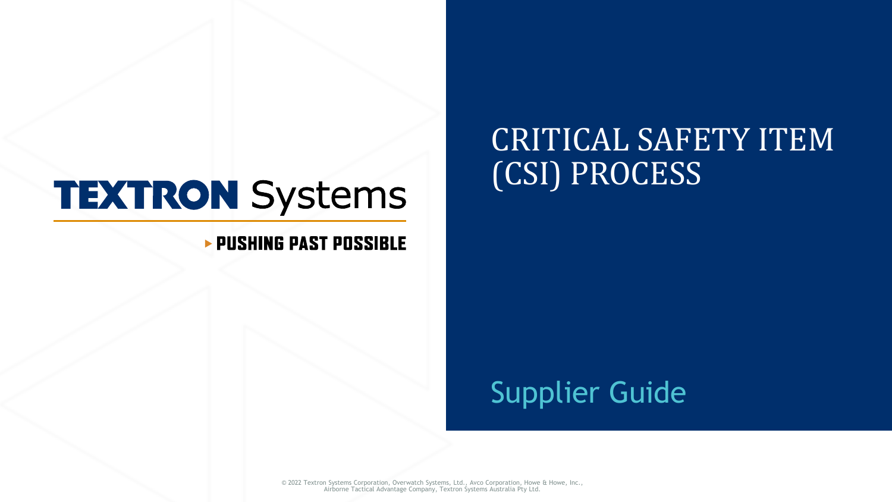TEXTRON Systems

▶ PUSHING PAST POSSIBLE

# CRITICAL SAFETY ITEM (CSI) PROCESS

## Supplier Guide

© 2022 Textron Systems Corporation, Overwatch Systems, Ltd., Avco Corporation, Howe & Howe, Inc., Airborne Tactical Advantage Company, Textron Systems Australia Pty Ltd.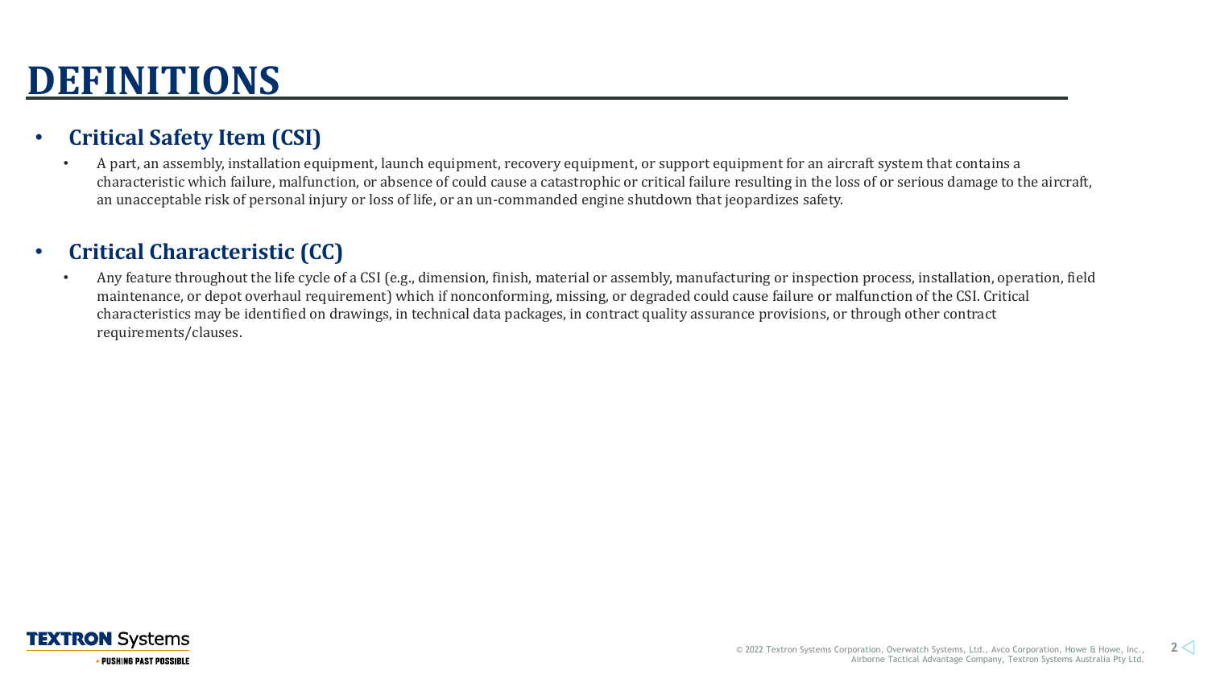# DEFINITIONS

- **Critical Safety Item (CSI)**
  - A part, an assembly, installation equipment, launch equipment, recovery equipment, or support equipment for an aircraft system that contains a characteristic which failure, malfunction, or absence of could cause a catastrophic or critical failure resulting in the loss of or serious damage to the aircraft, an unacceptable risk of personal injury or loss of life, or an un-commanded engine shutdown that jeopardizes safety.

- **Critical Characteristic (CC)**
  - Any feature throughout the life cycle of a CSI (e.g., dimension, finish, material or assembly, manufacturing or inspection process, installation, operation, field maintenance, or depot overhaul requirement) which if nonconforming, missing, or degraded could cause failure or malfunction of the CSI. Critical characteristics may be identified on drawings, in technical data packages, in contract quality assurance provisions, or through other contract requirements/clauses.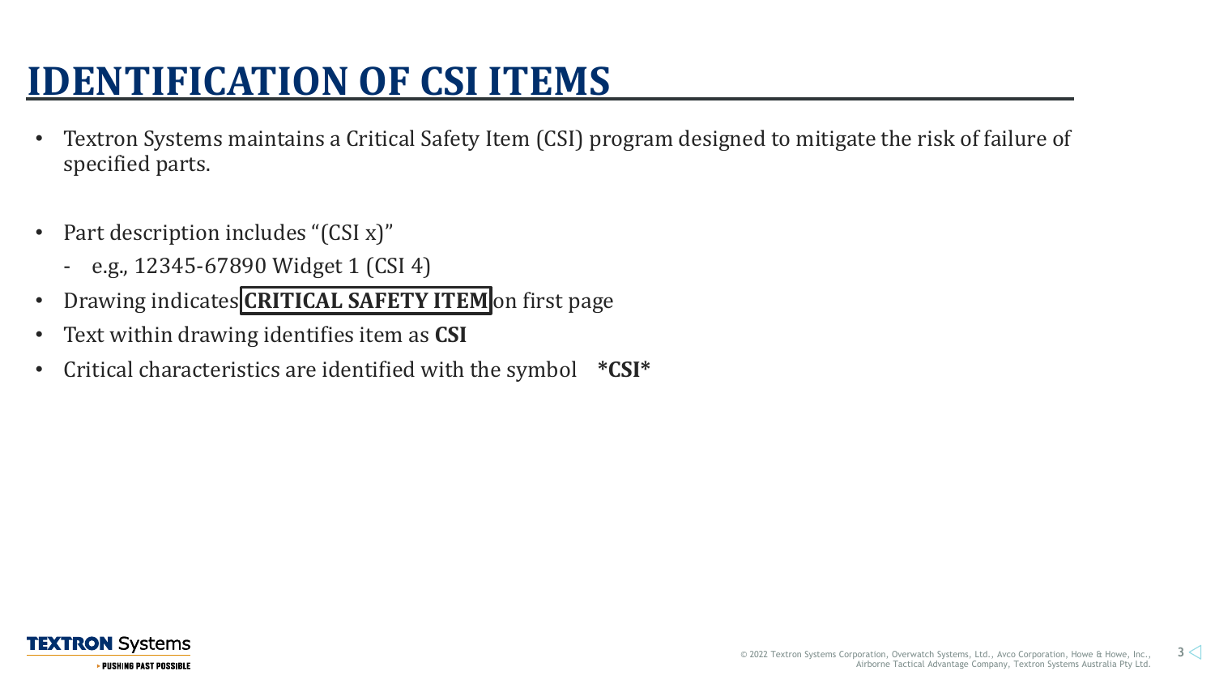# IDENTIFICATION OF CSI ITEMS

- Textron Systems maintains a Critical Safety Item (CSI) program designed to mitigate the risk of failure of specified parts.

- Part description includes "(CSI x)"
  - e.g., 12345-67890 Widget 1 (CSI 4)
- Drawing indicates **CRITICAL SAFETY ITEM** on first page
- Text within drawing identifies item as **CSI**
- Critical characteristics are identified with the symbol **\*CSI\***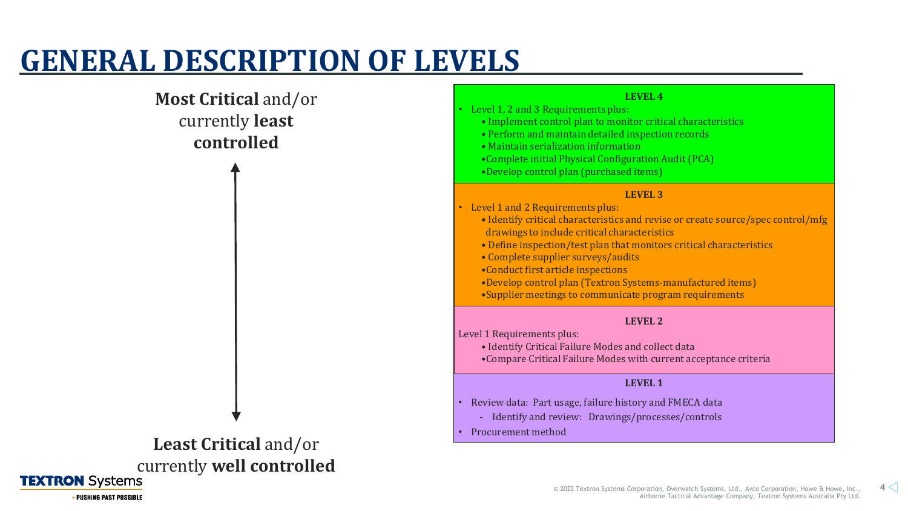# GENERAL DESCRIPTION OF LEVELS

**Most Critical** and/or currently **least controlled**

↕

**Least Critical** and/or currently **well controlled**

**LEVEL 4**

- Level 1, 2 and 3 Requirements plus:
  - Implement control plan to monitor critical characteristics
  - Perform and maintain detailed inspection records
  - Maintain serialization information
  - Complete initial Physical Configuration Audit (PCA)
  - Develop control plan (purchased items)

**LEVEL 3**

- Level 1 and 2 Requirements plus:
  - Identify critical characteristics and revise or create source/spec control/mfg drawings to include critical characteristics
  - Define inspection/test plan that monitors critical characteristics
  - Complete supplier surveys/audits
  - Conduct first article inspections
  - Develop control plan (Textron Systems-manufactured items)
  - Supplier meetings to communicate program requirements

**LEVEL 2**

Level 1 Requirements plus:
- Identify Critical Failure Modes and collect data
- Compare Critical Failure Modes with current acceptance criteria

**LEVEL 1**

- Review data: Part usage, failure history and FMECA data
  - Identify and review: Drawings/processes/controls
- Procurement method

© 2022 Textron Systems Corporation, Overwatch Systems, Ltd., Avco Corporation, Howe & Howe, Inc., Airborne Tactical Advantage Company, Textron Systems Australia Pty Ltd.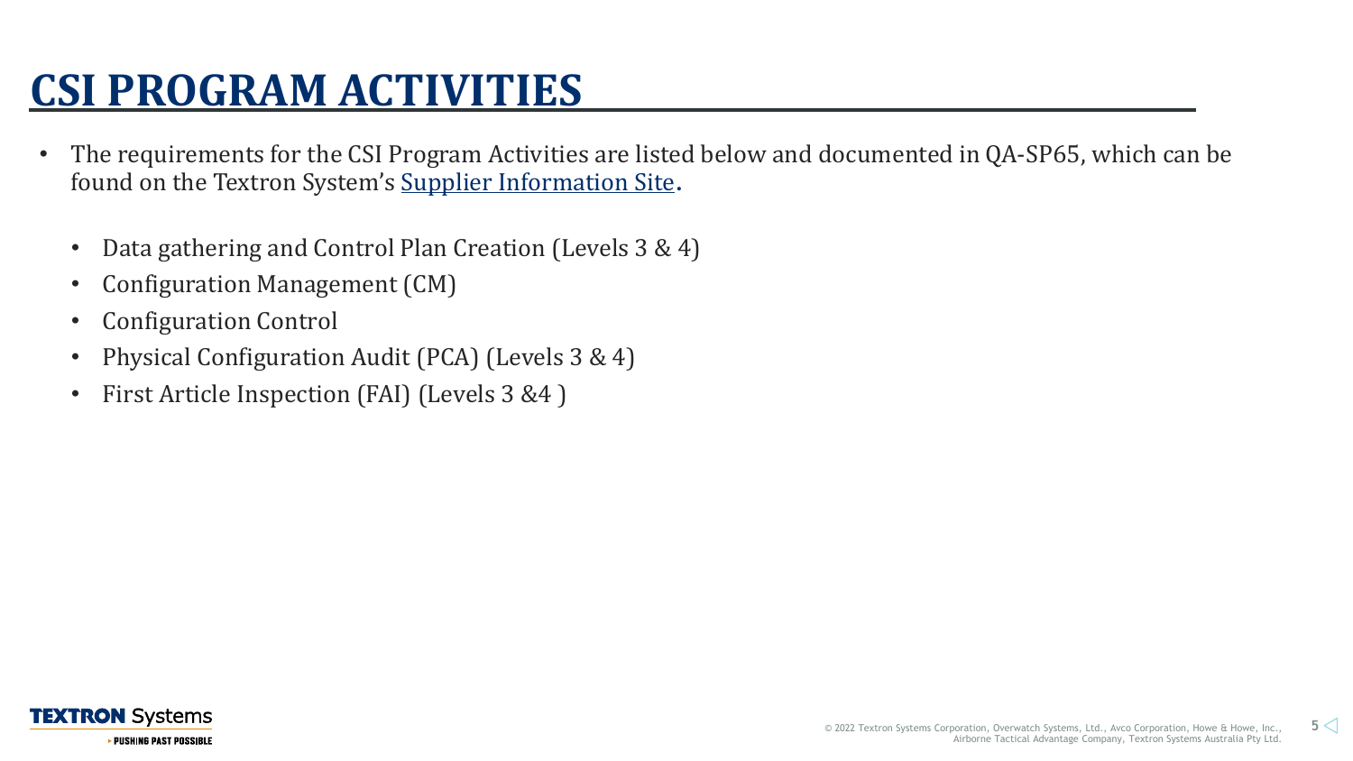# CSI PROGRAM ACTIVITIES

- The requirements for the CSI Program Activities are listed below and documented in QA-SP65, which can be found on the Textron System's Supplier Information Site.
  - Data gathering and Control Plan Creation (Levels 3 & 4)
  - Configuration Management (CM)
  - Configuration Control
  - Physical Configuration Audit (PCA) (Levels 3 & 4)
  - First Article Inspection (FAI) (Levels 3 &4 )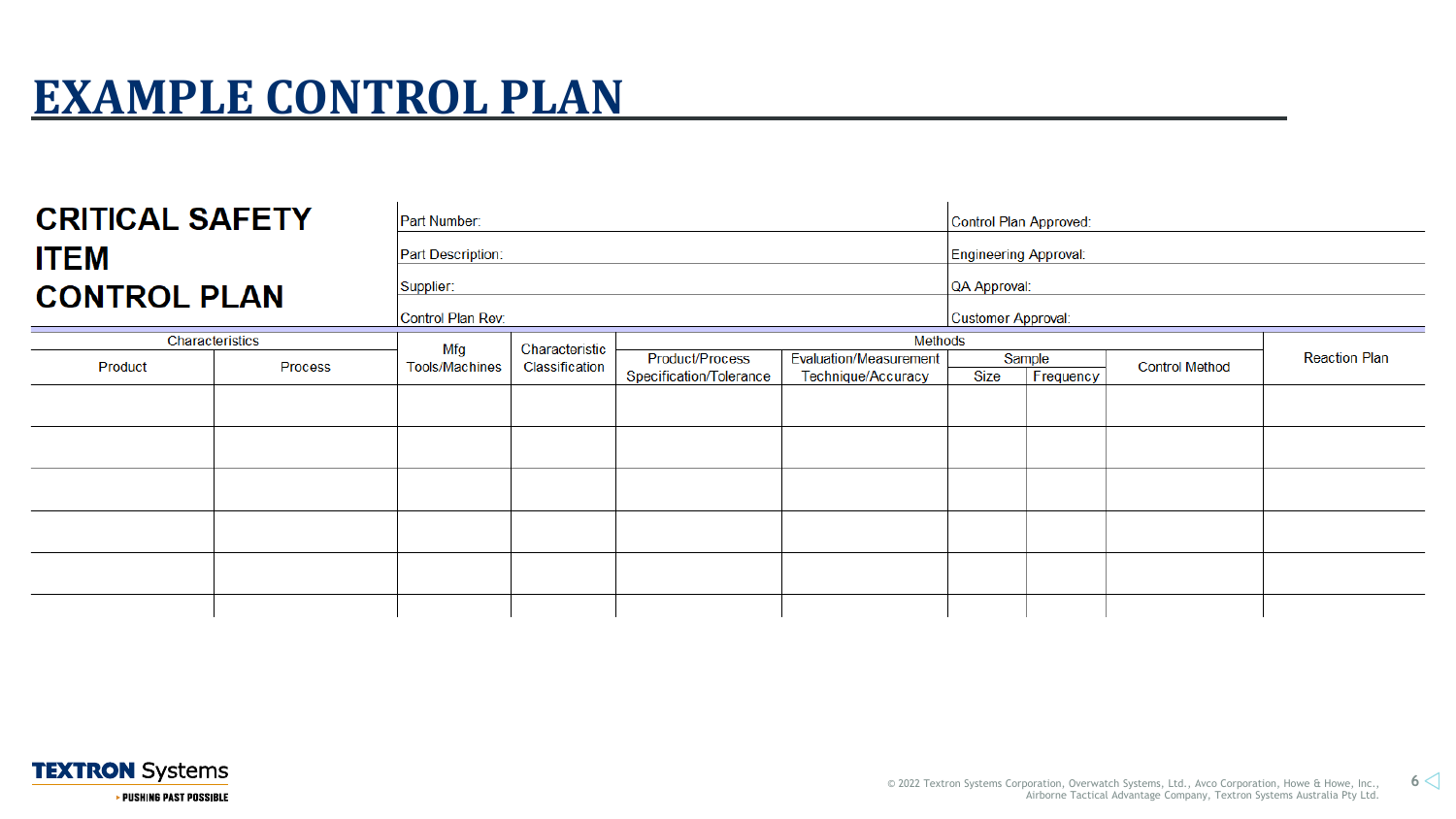# EXAMPLE CONTROL PLAN

## CRITICAL SAFETY ITEM CONTROL PLAN

| | |
|---|---|
| Part Number: | Control Plan Approved: |
| Part Description: | Engineering Approval: |
| Supplier: | QA Approval: |
| Control Plan Rev: | Customer Approval: |

| Characteristics | | Mfg Tools/Machines | Characteristic Classification | Methods | | | | | Reaction Plan |
|---|---|---|---|---|---|---|---|---|---|
| | | | | | | Sample | | | |
| Product | Process | | | Product/Process Specification/Tolerance | Evaluation/Measurement Technique/Accuracy | Size | Frequency | Control Method | |
| | | | | | | | | | |
| | | | | | | | | | |
| | | | | | | | | | |
| | | | | | | | | | |
| | | | | | | | | | |
| | | | | | | | | | |

© 2022 Textron Systems Corporation, Overwatch Systems, Ltd., Avco Corporation, Howe & Howe, Inc., Airborne Tactical Advantage Company, Textron Systems Australia Pty Ltd.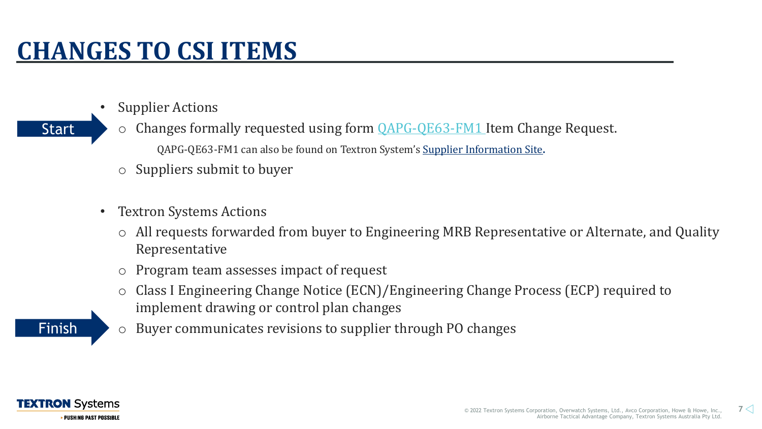# CHANGES TO CSI ITEMS

Start

- Supplier Actions
  - Changes formally requested using form [QAPG-QE63-FM1](#) Item Change Request.

    QAPG-QE63-FM1 can also be found on Textron System's [Supplier Information Site](#).
  - Suppliers submit to buyer

- Textron Systems Actions
  - All requests forwarded from buyer to Engineering MRB Representative or Alternate, and Quality Representative
  - Program team assesses impact of request
  - Class I Engineering Change Notice (ECN)/Engineering Change Process (ECP) required to implement drawing or control plan changes
  - Buyer communicates revisions to supplier through PO changes

Finish

TEXTRON Systems

▸ PUSHING PAST POSSIBLE

© 2022 Textron Systems Corporation, Overwatch Systems, Ltd., Avco Corporation, Howe & Howe, Inc., Airborne Tactical Advantage Company, Textron Systems Australia Pty Ltd.